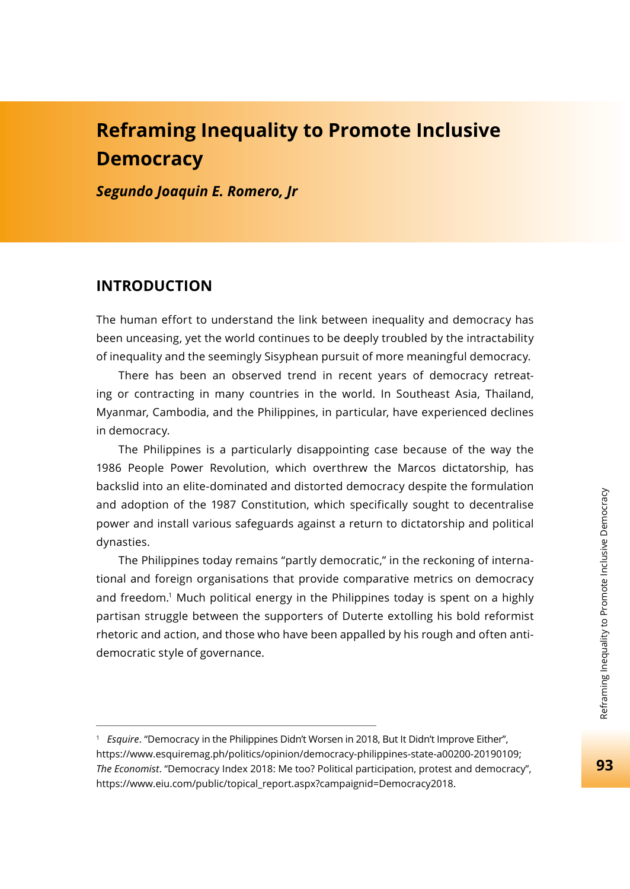# Reframing Inequality to Promote Inclusive Democracy

***Segundo Joaquin E. Romero, Jr***

## INTRODUCTION

The human effort to understand the link between inequality and democracy has been unceasing, yet the world continues to be deeply troubled by the intractability of inequality and the seemingly Sisyphean pursuit of more meaningful democracy.

There has been an observed trend in recent years of democracy retreating or contracting in many countries in the world. In Southeast Asia, Thailand, Myanmar, Cambodia, and the Philippines, in particular, have experienced declines in democracy.

The Philippines is a particularly disappointing case because of the way the 1986 People Power Revolution, which overthrew the Marcos dictatorship, has backslid into an elite-dominated and distorted democracy despite the formulation and adoption of the 1987 Constitution, which specifically sought to decentralise power and install various safeguards against a return to dictatorship and political dynasties.

The Philippines today remains "partly democratic," in the reckoning of international and foreign organisations that provide comparative metrics on democracy and freedom.[1] Much political energy in the Philippines today is spent on a highly partisan struggle between the supporters of Duterte extolling his bold reformist rhetoric and action, and those who have been appalled by his rough and often anti-democratic style of governance.

---

[1] *Esquire*. "Democracy in the Philippines Didn't Worsen in 2018, But It Didn't Improve Either", https://www.esquiremag.ph/politics/opinion/democracy-philippines-state-a00200-20190109; *The Economist*. "Democracy Index 2018: Me too? Political participation, protest and democracy", https://www.eiu.com/public/topical_report.aspx?campaignid=Democracy2018.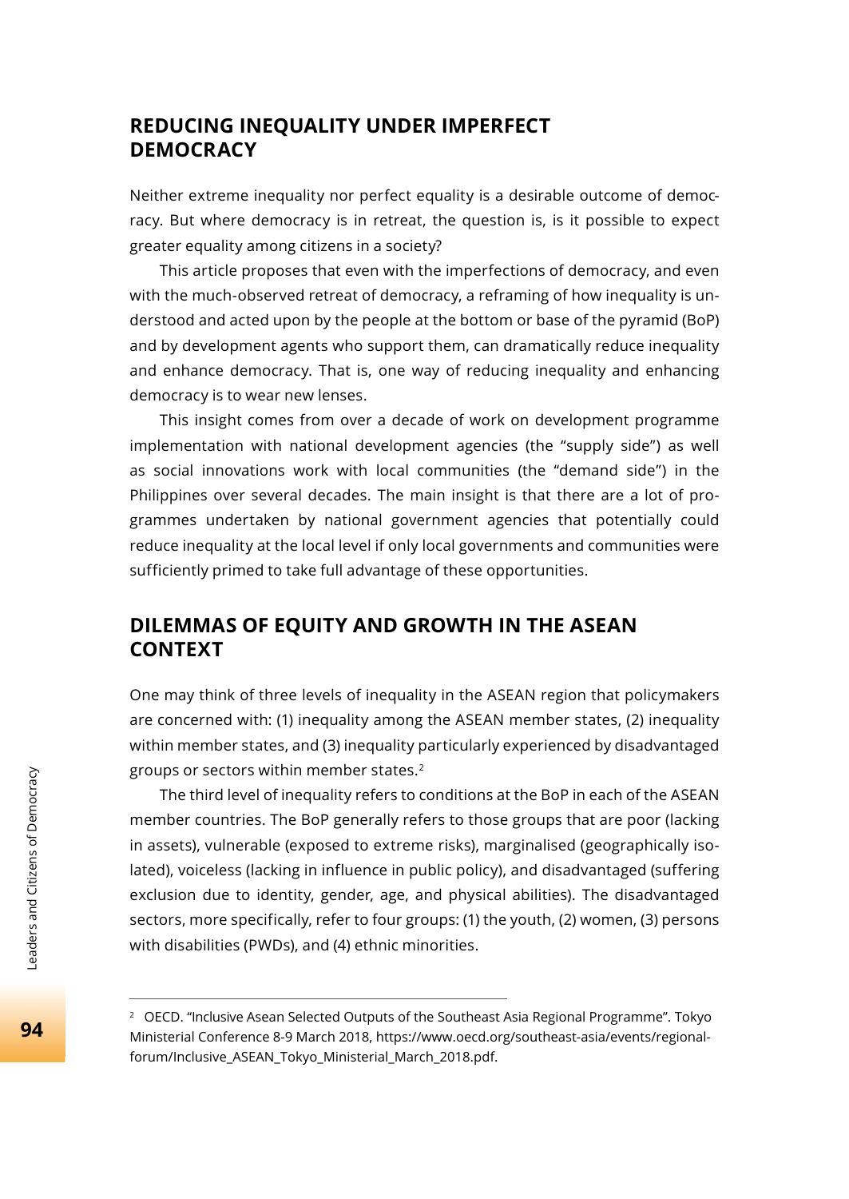## REDUCING INEQUALITY UNDER IMPERFECT DEMOCRACY

Neither extreme inequality nor perfect equality is a desirable outcome of democracy. But where democracy is in retreat, the question is, is it possible to expect greater equality among citizens in a society?

This article proposes that even with the imperfections of democracy, and even with the much-observed retreat of democracy, a reframing of how inequality is understood and acted upon by the people at the bottom or base of the pyramid (BoP) and by development agents who support them, can dramatically reduce inequality and enhance democracy. That is, one way of reducing inequality and enhancing democracy is to wear new lenses.

This insight comes from over a decade of work on development programme implementation with national development agencies (the "supply side") as well as social innovations work with local communities (the "demand side") in the Philippines over several decades. The main insight is that there are a lot of programmes undertaken by national government agencies that potentially could reduce inequality at the local level if only local governments and communities were sufficiently primed to take full advantage of these opportunities.

## DILEMMAS OF EQUITY AND GROWTH IN THE ASEAN CONTEXT

One may think of three levels of inequality in the ASEAN region that policymakers are concerned with: (1) inequality among the ASEAN member states, (2) inequality within member states, and (3) inequality particularly experienced by disadvantaged groups or sectors within member states.[2]

The third level of inequality refers to conditions at the BoP in each of the ASEAN member countries. The BoP generally refers to those groups that are poor (lacking in assets), vulnerable (exposed to extreme risks), marginalised (geographically isolated), voiceless (lacking in influence in public policy), and disadvantaged (suffering exclusion due to identity, gender, age, and physical abilities). The disadvantaged sectors, more specifically, refer to four groups: (1) the youth, (2) women, (3) persons with disabilities (PWDs), and (4) ethnic minorities.

[2] OECD. "Inclusive Asean Selected Outputs of the Southeast Asia Regional Programme". Tokyo Ministerial Conference 8-9 March 2018, https://www.oecd.org/southeast-asia/events/regional-forum/Inclusive_ASEAN_Tokyo_Ministerial_March_2018.pdf.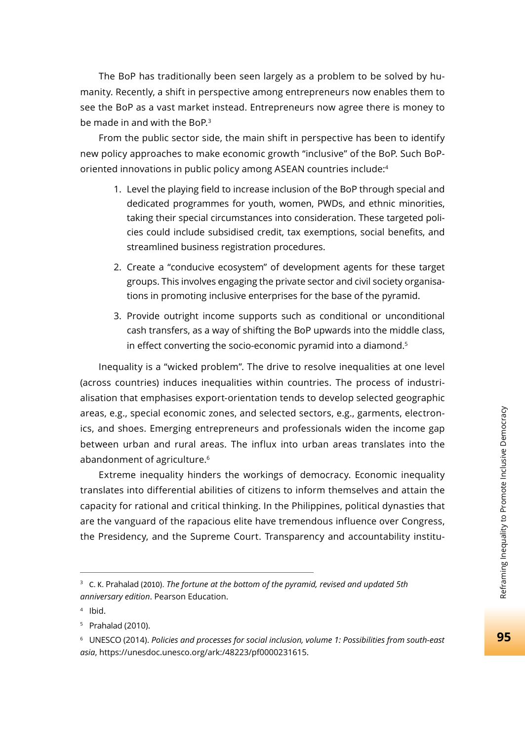The BoP has traditionally been seen largely as a problem to be solved by humanity. Recently, a shift in perspective among entrepreneurs now enables them to see the BoP as a vast market instead. Entrepreneurs now agree there is money to be made in and with the BoP.[3]

From the public sector side, the main shift in perspective has been to identify new policy approaches to make economic growth "inclusive" of the BoP. Such BoP-oriented innovations in public policy among ASEAN countries include:[4]

1. Level the playing field to increase inclusion of the BoP through special and dedicated programmes for youth, women, PWDs, and ethnic minorities, taking their special circumstances into consideration. These targeted policies could include subsidised credit, tax exemptions, social benefits, and streamlined business registration procedures.
2. Create a "conducive ecosystem" of development agents for these target groups. This involves engaging the private sector and civil society organisations in promoting inclusive enterprises for the base of the pyramid.
3. Provide outright income supports such as conditional or unconditional cash transfers, as a way of shifting the BoP upwards into the middle class, in effect converting the socio-economic pyramid into a diamond.[5]

Inequality is a "wicked problem". The drive to resolve inequalities at one level (across countries) induces inequalities within countries. The process of industrialisation that emphasises export-orientation tends to develop selected geographic areas, e.g., special economic zones, and selected sectors, e.g., garments, electronics, and shoes. Emerging entrepreneurs and professionals widen the income gap between urban and rural areas. The influx into urban areas translates into the abandonment of agriculture.[6]

Extreme inequality hinders the workings of democracy. Economic inequality translates into differential abilities of citizens to inform themselves and attain the capacity for rational and critical thinking. In the Philippines, political dynasties that are the vanguard of the rapacious elite have tremendous influence over Congress, the Presidency, and the Supreme Court. Transparency and accountability institu-

---

[3] C. K. Prahalad (2010). *The fortune at the bottom of the pyramid, revised and updated 5th anniversary edition*. Pearson Education.

[4] Ibid.

[5] Prahalad (2010).

[6] UNESCO (2014). *Policies and processes for social inclusion, volume 1: Possibilities from south-east asia*, https://unesdoc.unesco.org/ark:/48223/pf0000231615.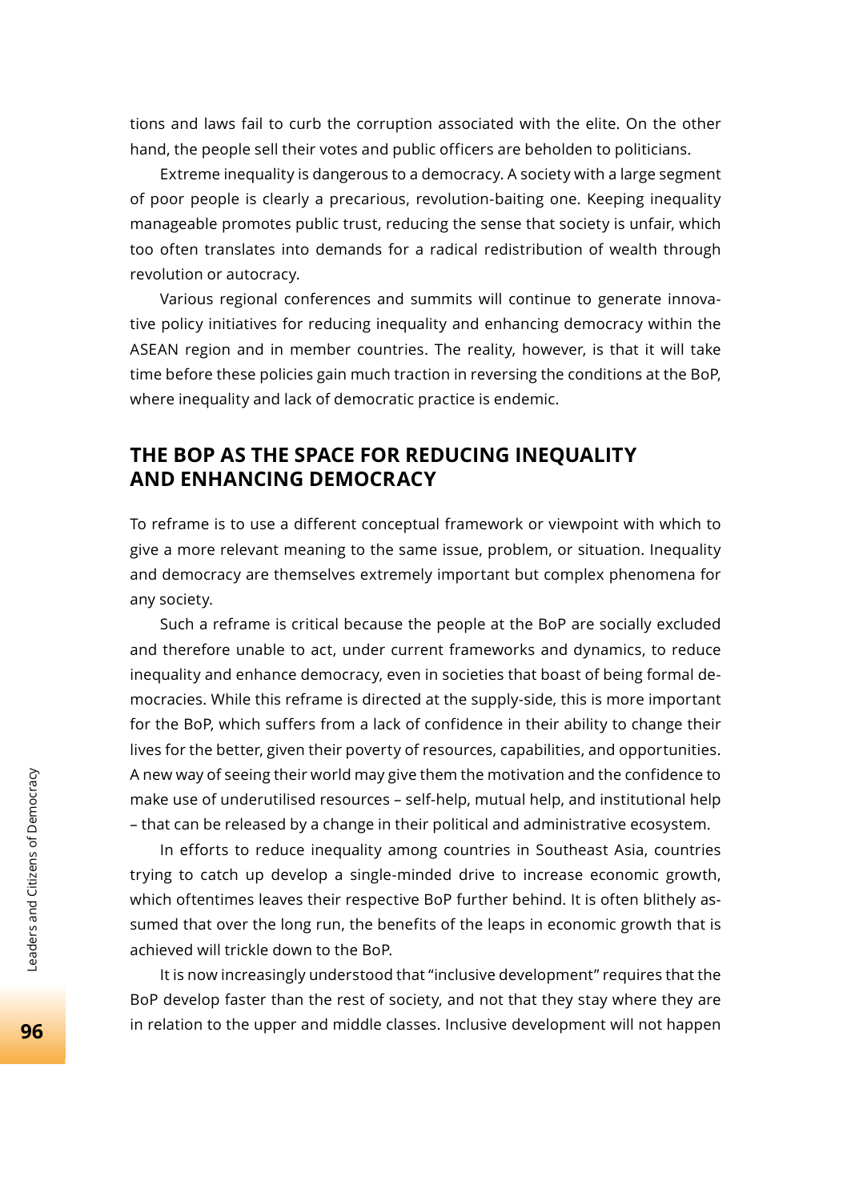tions and laws fail to curb the corruption associated with the elite. On the other hand, the people sell their votes and public officers are beholden to politicians.

Extreme inequality is dangerous to a democracy. A society with a large segment of poor people is clearly a precarious, revolution-baiting one. Keeping inequality manageable promotes public trust, reducing the sense that society is unfair, which too often translates into demands for a radical redistribution of wealth through revolution or autocracy.

Various regional conferences and summits will continue to generate innovative policy initiatives for reducing inequality and enhancing democracy within the ASEAN region and in member countries. The reality, however, is that it will take time before these policies gain much traction in reversing the conditions at the BoP, where inequality and lack of democratic practice is endemic.

## THE BOP AS THE SPACE FOR REDUCING INEQUALITY AND ENHANCING DEMOCRACY

To reframe is to use a different conceptual framework or viewpoint with which to give a more relevant meaning to the same issue, problem, or situation. Inequality and democracy are themselves extremely important but complex phenomena for any society.

Such a reframe is critical because the people at the BoP are socially excluded and therefore unable to act, under current frameworks and dynamics, to reduce inequality and enhance democracy, even in societies that boast of being formal democracies. While this reframe is directed at the supply-side, this is more important for the BoP, which suffers from a lack of confidence in their ability to change their lives for the better, given their poverty of resources, capabilities, and opportunities. A new way of seeing their world may give them the motivation and the confidence to make use of underutilised resources – self-help, mutual help, and institutional help – that can be released by a change in their political and administrative ecosystem.

In efforts to reduce inequality among countries in Southeast Asia, countries trying to catch up develop a single-minded drive to increase economic growth, which oftentimes leaves their respective BoP further behind. It is often blithely assumed that over the long run, the benefits of the leaps in economic growth that is achieved will trickle down to the BoP.

It is now increasingly understood that "inclusive development" requires that the BoP develop faster than the rest of society, and not that they stay where they are in relation to the upper and middle classes. Inclusive development will not happen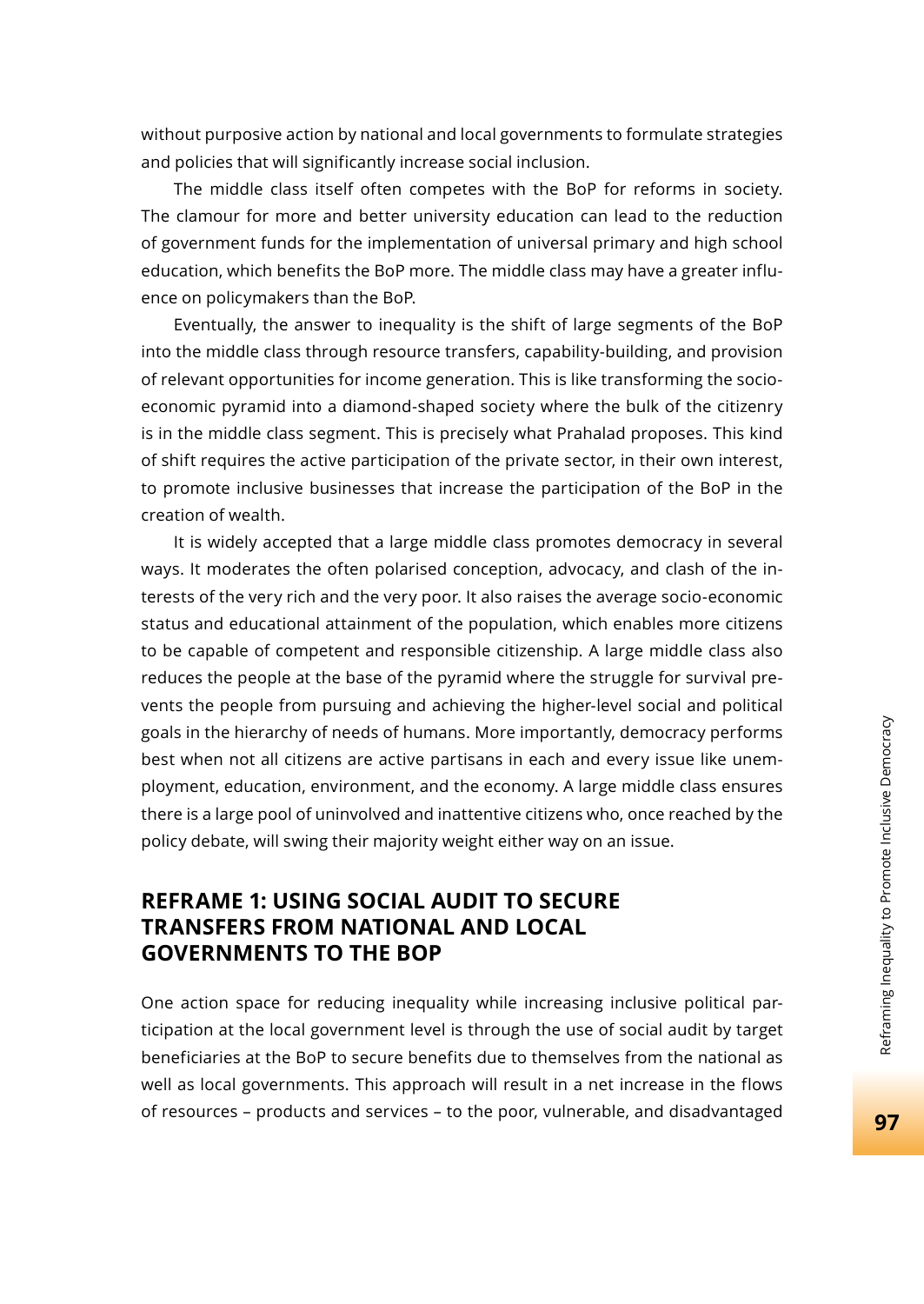without purposive action by national and local governments to formulate strategies and policies that will significantly increase social inclusion.

The middle class itself often competes with the BoP for reforms in society. The clamour for more and better university education can lead to the reduction of government funds for the implementation of universal primary and high school education, which benefits the BoP more. The middle class may have a greater influence on policymakers than the BoP.

Eventually, the answer to inequality is the shift of large segments of the BoP into the middle class through resource transfers, capability-building, and provision of relevant opportunities for income generation. This is like transforming the socio-economic pyramid into a diamond-shaped society where the bulk of the citizenry is in the middle class segment. This is precisely what Prahalad proposes. This kind of shift requires the active participation of the private sector, in their own interest, to promote inclusive businesses that increase the participation of the BoP in the creation of wealth.

It is widely accepted that a large middle class promotes democracy in several ways. It moderates the often polarised conception, advocacy, and clash of the interests of the very rich and the very poor. It also raises the average socio-economic status and educational attainment of the population, which enables more citizens to be capable of competent and responsible citizenship. A large middle class also reduces the people at the base of the pyramid where the struggle for survival prevents the people from pursuing and achieving the higher-level social and political goals in the hierarchy of needs of humans. More importantly, democracy performs best when not all citizens are active partisans in each and every issue like unemployment, education, environment, and the economy. A large middle class ensures there is a large pool of uninvolved and inattentive citizens who, once reached by the policy debate, will swing their majority weight either way on an issue.

## REFRAME 1: USING SOCIAL AUDIT TO SECURE TRANSFERS FROM NATIONAL AND LOCAL GOVERNMENTS TO THE BOP

One action space for reducing inequality while increasing inclusive political participation at the local government level is through the use of social audit by target beneficiaries at the BoP to secure benefits due to themselves from the national as well as local governments. This approach will result in a net increase in the flows of resources – products and services – to the poor, vulnerable, and disadvantaged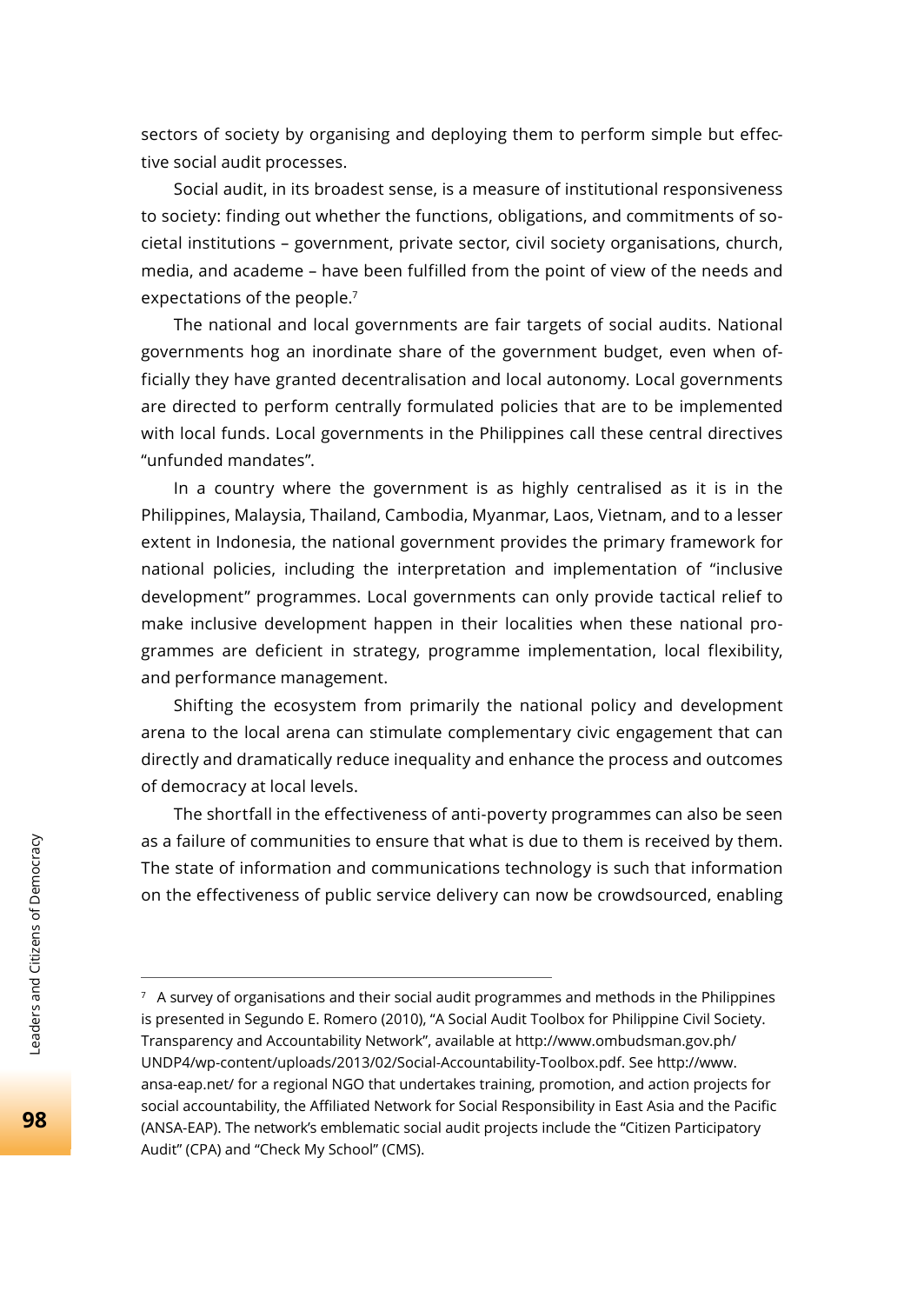sectors of society by organising and deploying them to perform simple but effective social audit processes.

Social audit, in its broadest sense, is a measure of institutional responsiveness to society: finding out whether the functions, obligations, and commitments of societal institutions – government, private sector, civil society organisations, church, media, and academe – have been fulfilled from the point of view of the needs and expectations of the people.[7]

The national and local governments are fair targets of social audits. National governments hog an inordinate share of the government budget, even when officially they have granted decentralisation and local autonomy. Local governments are directed to perform centrally formulated policies that are to be implemented with local funds. Local governments in the Philippines call these central directives "unfunded mandates".

In a country where the government is as highly centralised as it is in the Philippines, Malaysia, Thailand, Cambodia, Myanmar, Laos, Vietnam, and to a lesser extent in Indonesia, the national government provides the primary framework for national policies, including the interpretation and implementation of "inclusive development" programmes. Local governments can only provide tactical relief to make inclusive development happen in their localities when these national programmes are deficient in strategy, programme implementation, local flexibility, and performance management.

Shifting the ecosystem from primarily the national policy and development arena to the local arena can stimulate complementary civic engagement that can directly and dramatically reduce inequality and enhance the process and outcomes of democracy at local levels.

The shortfall in the effectiveness of anti-poverty programmes can also be seen as a failure of communities to ensure that what is due to them is received by them. The state of information and communications technology is such that information on the effectiveness of public service delivery can now be crowdsourced, enabling

---

[7] A survey of organisations and their social audit programmes and methods in the Philippines is presented in Segundo E. Romero (2010), "A Social Audit Toolbox for Philippine Civil Society. Transparency and Accountability Network", available at http://www.ombudsman.gov.ph/UNDP4/wp-content/uploads/2013/02/Social-Accountability-Toolbox.pdf. See http://www.ansa-eap.net/ for a regional NGO that undertakes training, promotion, and action projects for social accountability, the Affiliated Network for Social Responsibility in East Asia and the Pacific (ANSA-EAP). The network's emblematic social audit projects include the "Citizen Participatory Audit" (CPA) and "Check My School" (CMS).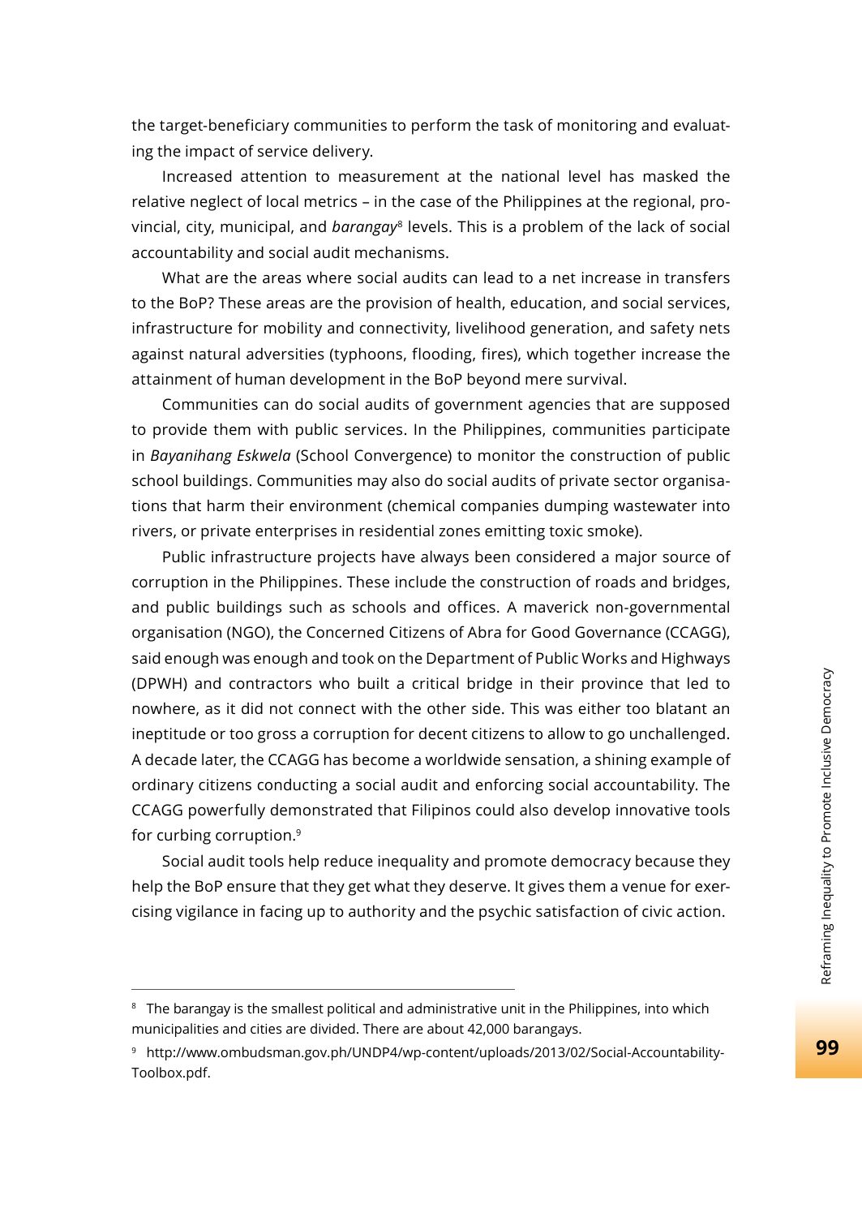the target-beneficiary communities to perform the task of monitoring and evaluating the impact of service delivery.

Increased attention to measurement at the national level has masked the relative neglect of local metrics – in the case of the Philippines at the regional, provincial, city, municipal, and *barangay*[8] levels. This is a problem of the lack of social accountability and social audit mechanisms.

What are the areas where social audits can lead to a net increase in transfers to the BoP? These areas are the provision of health, education, and social services, infrastructure for mobility and connectivity, livelihood generation, and safety nets against natural adversities (typhoons, flooding, fires), which together increase the attainment of human development in the BoP beyond mere survival.

Communities can do social audits of government agencies that are supposed to provide them with public services. In the Philippines, communities participate in *Bayanihang Eskwela* (School Convergence) to monitor the construction of public school buildings. Communities may also do social audits of private sector organisations that harm their environment (chemical companies dumping wastewater into rivers, or private enterprises in residential zones emitting toxic smoke).

Public infrastructure projects have always been considered a major source of corruption in the Philippines. These include the construction of roads and bridges, and public buildings such as schools and offices. A maverick non-governmental organisation (NGO), the Concerned Citizens of Abra for Good Governance (CCAGG), said enough was enough and took on the Department of Public Works and Highways (DPWH) and contractors who built a critical bridge in their province that led to nowhere, as it did not connect with the other side. This was either too blatant an ineptitude or too gross a corruption for decent citizens to allow to go unchallenged. A decade later, the CCAGG has become a worldwide sensation, a shining example of ordinary citizens conducting a social audit and enforcing social accountability. The CCAGG powerfully demonstrated that Filipinos could also develop innovative tools for curbing corruption.[9]

Social audit tools help reduce inequality and promote democracy because they help the BoP ensure that they get what they deserve. It gives them a venue for exercising vigilance in facing up to authority and the psychic satisfaction of civic action.

---

[8] The barangay is the smallest political and administrative unit in the Philippines, into which municipalities and cities are divided. There are about 42,000 barangays.

[9] http://www.ombudsman.gov.ph/UNDP4/wp-content/uploads/2013/02/Social-Accountability-Toolbox.pdf.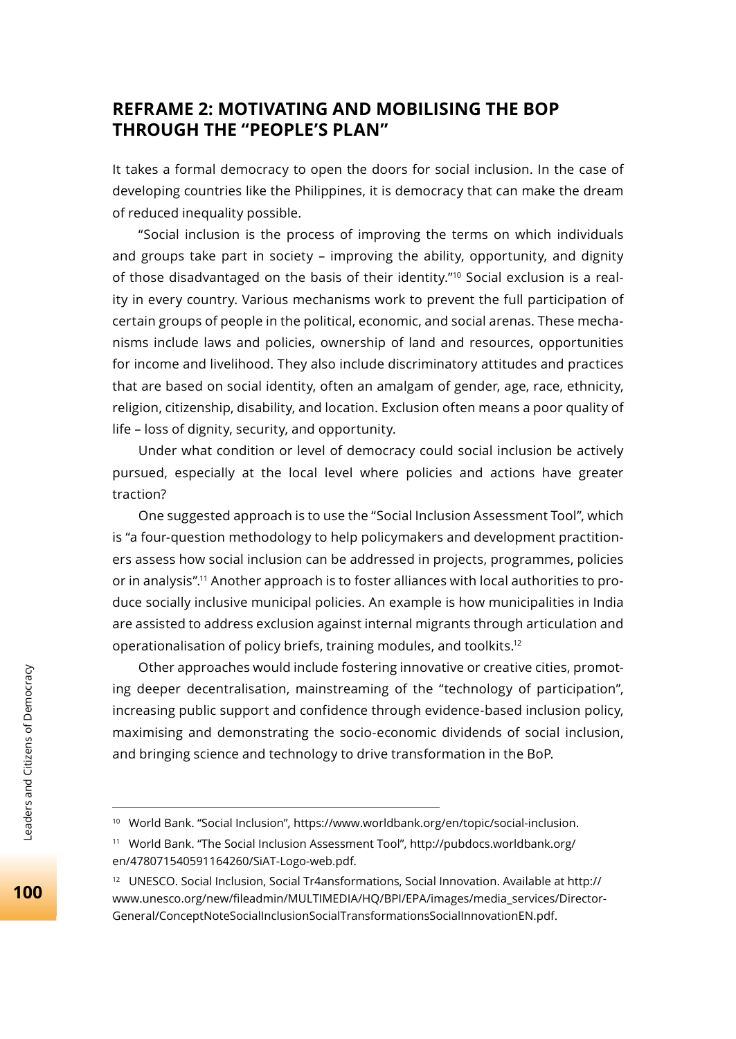## REFRAME 2: MOTIVATING AND MOBILISING THE BOP THROUGH THE "PEOPLE'S PLAN"

It takes a formal democracy to open the doors for social inclusion. In the case of developing countries like the Philippines, it is democracy that can make the dream of reduced inequality possible.

"Social inclusion is the process of improving the terms on which individuals and groups take part in society – improving the ability, opportunity, and dignity of those disadvantaged on the basis of their identity."[10] Social exclusion is a reality in every country. Various mechanisms work to prevent the full participation of certain groups of people in the political, economic, and social arenas. These mechanisms include laws and policies, ownership of land and resources, opportunities for income and livelihood. They also include discriminatory attitudes and practices that are based on social identity, often an amalgam of gender, age, race, ethnicity, religion, citizenship, disability, and location. Exclusion often means a poor quality of life – loss of dignity, security, and opportunity.

Under what condition or level of democracy could social inclusion be actively pursued, especially at the local level where policies and actions have greater traction?

One suggested approach is to use the "Social Inclusion Assessment Tool", which is "a four-question methodology to help policymakers and development practitioners assess how social inclusion can be addressed in projects, programmes, policies or in analysis".[11] Another approach is to foster alliances with local authorities to produce socially inclusive municipal policies. An example is how municipalities in India are assisted to address exclusion against internal migrants through articulation and operationalisation of policy briefs, training modules, and toolkits.[12]

Other approaches would include fostering innovative or creative cities, promoting deeper decentralisation, mainstreaming of the "technology of participation", increasing public support and confidence through evidence-based inclusion policy, maximising and demonstrating the socio-economic dividends of social inclusion, and bringing science and technology to drive transformation in the BoP.

---

[10] World Bank. "Social Inclusion", https://www.worldbank.org/en/topic/social-inclusion.

[11] World Bank. "The Social Inclusion Assessment Tool", http://pubdocs.worldbank.org/en/478071540591164260/SiAT-Logo-web.pdf.

[12] UNESCO. Social Inclusion, Social Tr4ansformations, Social Innovation. Available at http://www.unesco.org/new/fileadmin/MULTIMEDIA/HQ/BPI/EPA/images/media_services/Director-General/ConceptNoteSocialInclusionSocialTransformationsSocialInnovationEN.pdf.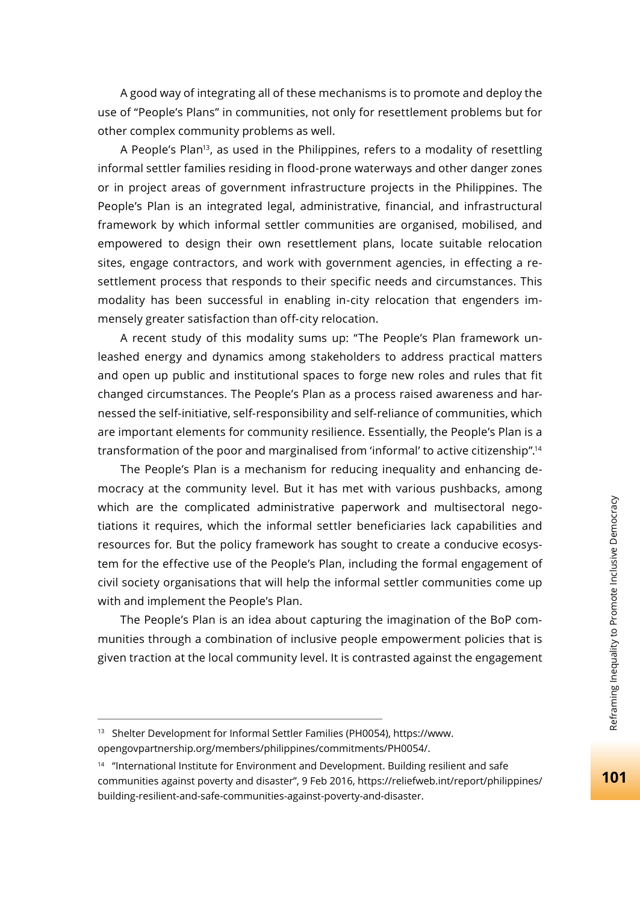A good way of integrating all of these mechanisms is to promote and deploy the use of "People's Plans" in communities, not only for resettlement problems but for other complex community problems as well.

A People's Plan[13], as used in the Philippines, refers to a modality of resettling informal settler families residing in flood-prone waterways and other danger zones or in project areas of government infrastructure projects in the Philippines. The People's Plan is an integrated legal, administrative, financial, and infrastructural framework by which informal settler communities are organised, mobilised, and empowered to design their own resettlement plans, locate suitable relocation sites, engage contractors, and work with government agencies, in effecting a resettlement process that responds to their specific needs and circumstances. This modality has been successful in enabling in-city relocation that engenders immensely greater satisfaction than off-city relocation.

A recent study of this modality sums up: "The People's Plan framework unleashed energy and dynamics among stakeholders to address practical matters and open up public and institutional spaces to forge new roles and rules that fit changed circumstances. The People's Plan as a process raised awareness and harnessed the self-initiative, self-responsibility and self-reliance of communities, which are important elements for community resilience. Essentially, the People's Plan is a transformation of the poor and marginalised from 'informal' to active citizenship".[14]

The People's Plan is a mechanism for reducing inequality and enhancing democracy at the community level. But it has met with various pushbacks, among which are the complicated administrative paperwork and multisectoral negotiations it requires, which the informal settler beneficiaries lack capabilities and resources for. But the policy framework has sought to create a conducive ecosystem for the effective use of the People's Plan, including the formal engagement of civil society organisations that will help the informal settler communities come up with and implement the People's Plan.

The People's Plan is an idea about capturing the imagination of the BoP communities through a combination of inclusive people empowerment policies that is given traction at the local community level. It is contrasted against the engagement

---

[13] Shelter Development for Informal Settler Families (PH0054), https://www.opengovpartnership.org/members/philippines/commitments/PH0054/.

[14] "International Institute for Environment and Development. Building resilient and safe communities against poverty and disaster", 9 Feb 2016, https://reliefweb.int/report/philippines/building-resilient-and-safe-communities-against-poverty-and-disaster.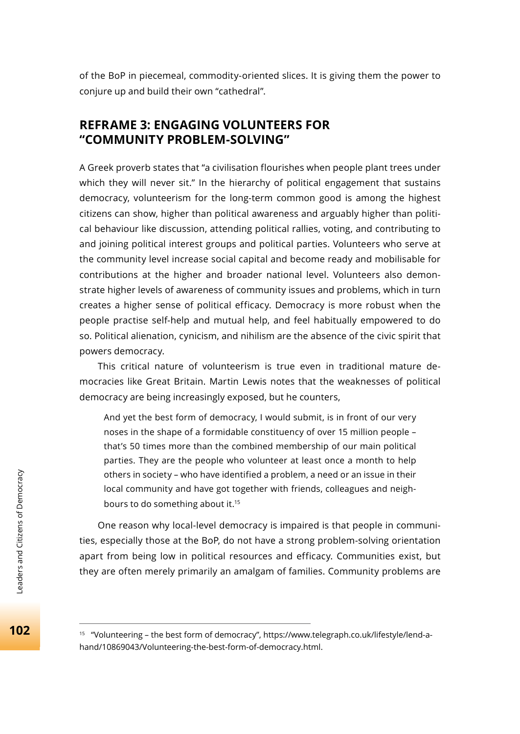of the BoP in piecemeal, commodity-oriented slices. It is giving them the power to conjure up and build their own "cathedral".

## REFRAME 3: ENGAGING VOLUNTEERS FOR "COMMUNITY PROBLEM-SOLVING"

A Greek proverb states that "a civilisation flourishes when people plant trees under which they will never sit." In the hierarchy of political engagement that sustains democracy, volunteerism for the long-term common good is among the highest citizens can show, higher than political awareness and arguably higher than political behaviour like discussion, attending political rallies, voting, and contributing to and joining political interest groups and political parties. Volunteers who serve at the community level increase social capital and become ready and mobilisable for contributions at the higher and broader national level. Volunteers also demonstrate higher levels of awareness of community issues and problems, which in turn creates a higher sense of political efficacy. Democracy is more robust when the people practise self-help and mutual help, and feel habitually empowered to do so. Political alienation, cynicism, and nihilism are the absence of the civic spirit that powers democracy.

This critical nature of volunteerism is true even in traditional mature democracies like Great Britain. Martin Lewis notes that the weaknesses of political democracy are being increasingly exposed, but he counters,

> And yet the best form of democracy, I would submit, is in front of our very noses in the shape of a formidable constituency of over 15 million people – that's 50 times more than the combined membership of our main political parties. They are the people who volunteer at least once a month to help others in society – who have identified a problem, a need or an issue in their local community and have got together with friends, colleagues and neighbours to do something about it.[15]

One reason why local-level democracy is impaired is that people in communities, especially those at the BoP, do not have a strong problem-solving orientation apart from being low in political resources and efficacy. Communities exist, but they are often merely primarily an amalgam of families. Community problems are

[15] "Volunteering – the best form of democracy", https://www.telegraph.co.uk/lifestyle/lend-a-hand/10869043/Volunteering-the-best-form-of-democracy.html.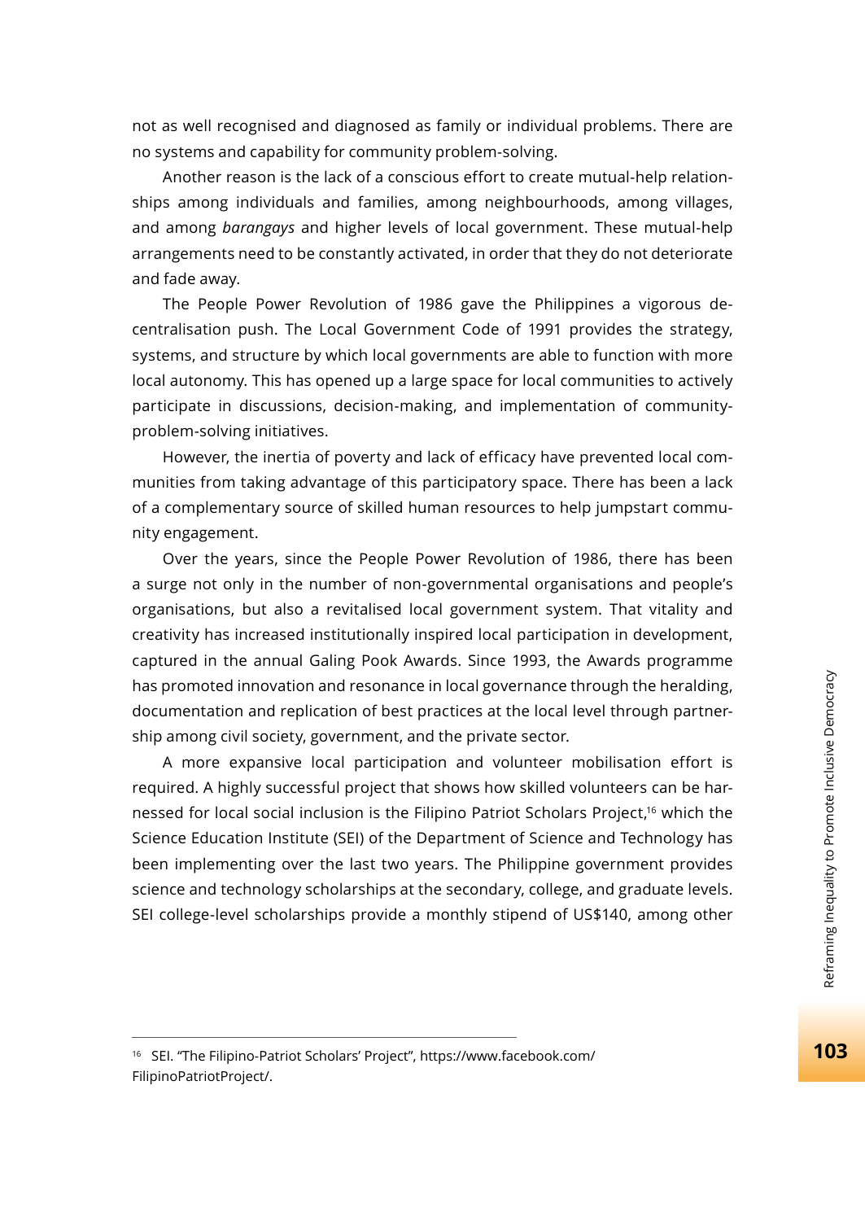not as well recognised and diagnosed as family or individual problems. There are no systems and capability for community problem-solving.

Another reason is the lack of a conscious effort to create mutual-help relationships among individuals and families, among neighbourhoods, among villages, and among *barangays* and higher levels of local government. These mutual-help arrangements need to be constantly activated, in order that they do not deteriorate and fade away.

The People Power Revolution of 1986 gave the Philippines a vigorous decentralisation push. The Local Government Code of 1991 provides the strategy, systems, and structure by which local governments are able to function with more local autonomy. This has opened up a large space for local communities to actively participate in discussions, decision-making, and implementation of community-problem-solving initiatives.

However, the inertia of poverty and lack of efficacy have prevented local communities from taking advantage of this participatory space. There has been a lack of a complementary source of skilled human resources to help jumpstart community engagement.

Over the years, since the People Power Revolution of 1986, there has been a surge not only in the number of non-governmental organisations and people's organisations, but also a revitalised local government system. That vitality and creativity has increased institutionally inspired local participation in development, captured in the annual Galing Pook Awards. Since 1993, the Awards programme has promoted innovation and resonance in local governance through the heralding, documentation and replication of best practices at the local level through partnership among civil society, government, and the private sector.

A more expansive local participation and volunteer mobilisation effort is required. A highly successful project that shows how skilled volunteers can be harnessed for local social inclusion is the Filipino Patriot Scholars Project,[16] which the Science Education Institute (SEI) of the Department of Science and Technology has been implementing over the last two years. The Philippine government provides science and technology scholarships at the secondary, college, and graduate levels. SEI college-level scholarships provide a monthly stipend of US$140, among other

---

[16] SEI. "The Filipino-Patriot Scholars' Project", https://www.facebook.com/FilipinoPatriotProject/.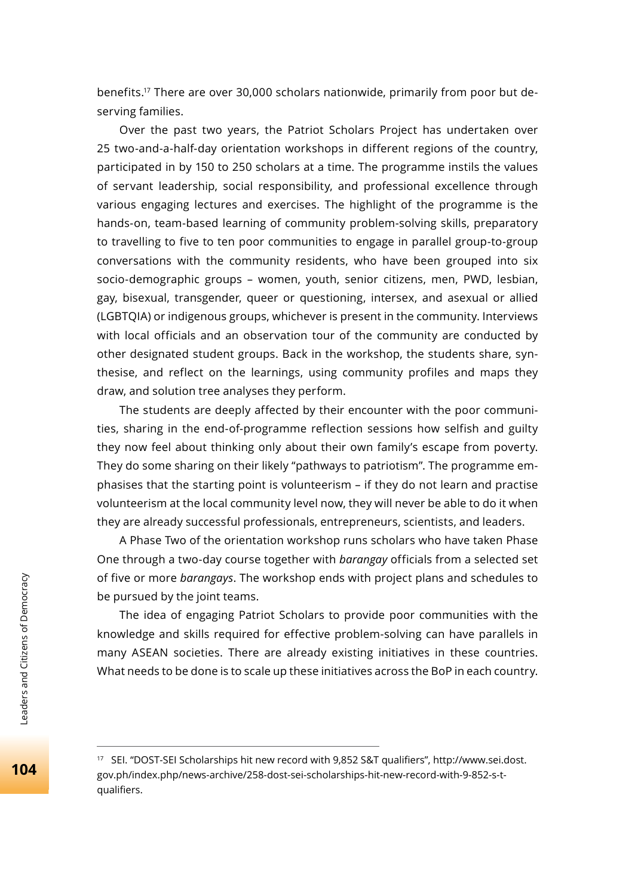benefits.[17] There are over 30,000 scholars nationwide, primarily from poor but deserving families.

Over the past two years, the Patriot Scholars Project has undertaken over 25 two-and-a-half-day orientation workshops in different regions of the country, participated in by 150 to 250 scholars at a time. The programme instils the values of servant leadership, social responsibility, and professional excellence through various engaging lectures and exercises. The highlight of the programme is the hands-on, team-based learning of community problem-solving skills, preparatory to travelling to five to ten poor communities to engage in parallel group-to-group conversations with the community residents, who have been grouped into six socio-demographic groups – women, youth, senior citizens, men, PWD, lesbian, gay, bisexual, transgender, queer or questioning, intersex, and asexual or allied (LGBTQIA) or indigenous groups, whichever is present in the community. Interviews with local officials and an observation tour of the community are conducted by other designated student groups. Back in the workshop, the students share, synthesise, and reflect on the learnings, using community profiles and maps they draw, and solution tree analyses they perform.

The students are deeply affected by their encounter with the poor communities, sharing in the end-of-programme reflection sessions how selfish and guilty they now feel about thinking only about their own family's escape from poverty. They do some sharing on their likely "pathways to patriotism". The programme emphasises that the starting point is volunteerism – if they do not learn and practise volunteerism at the local community level now, they will never be able to do it when they are already successful professionals, entrepreneurs, scientists, and leaders.

A Phase Two of the orientation workshop runs scholars who have taken Phase One through a two-day course together with *barangay* officials from a selected set of five or more *barangays*. The workshop ends with project plans and schedules to be pursued by the joint teams.

The idea of engaging Patriot Scholars to provide poor communities with the knowledge and skills required for effective problem-solving can have parallels in many ASEAN societies. There are already existing initiatives in these countries. What needs to be done is to scale up these initiatives across the BoP in each country.

---

[17] SEI. "DOST-SEI Scholarships hit new record with 9,852 S&T qualifiers", http://www.sei.dost.gov.ph/index.php/news-archive/258-dost-sei-scholarships-hit-new-record-with-9-852-s-t-qualifiers.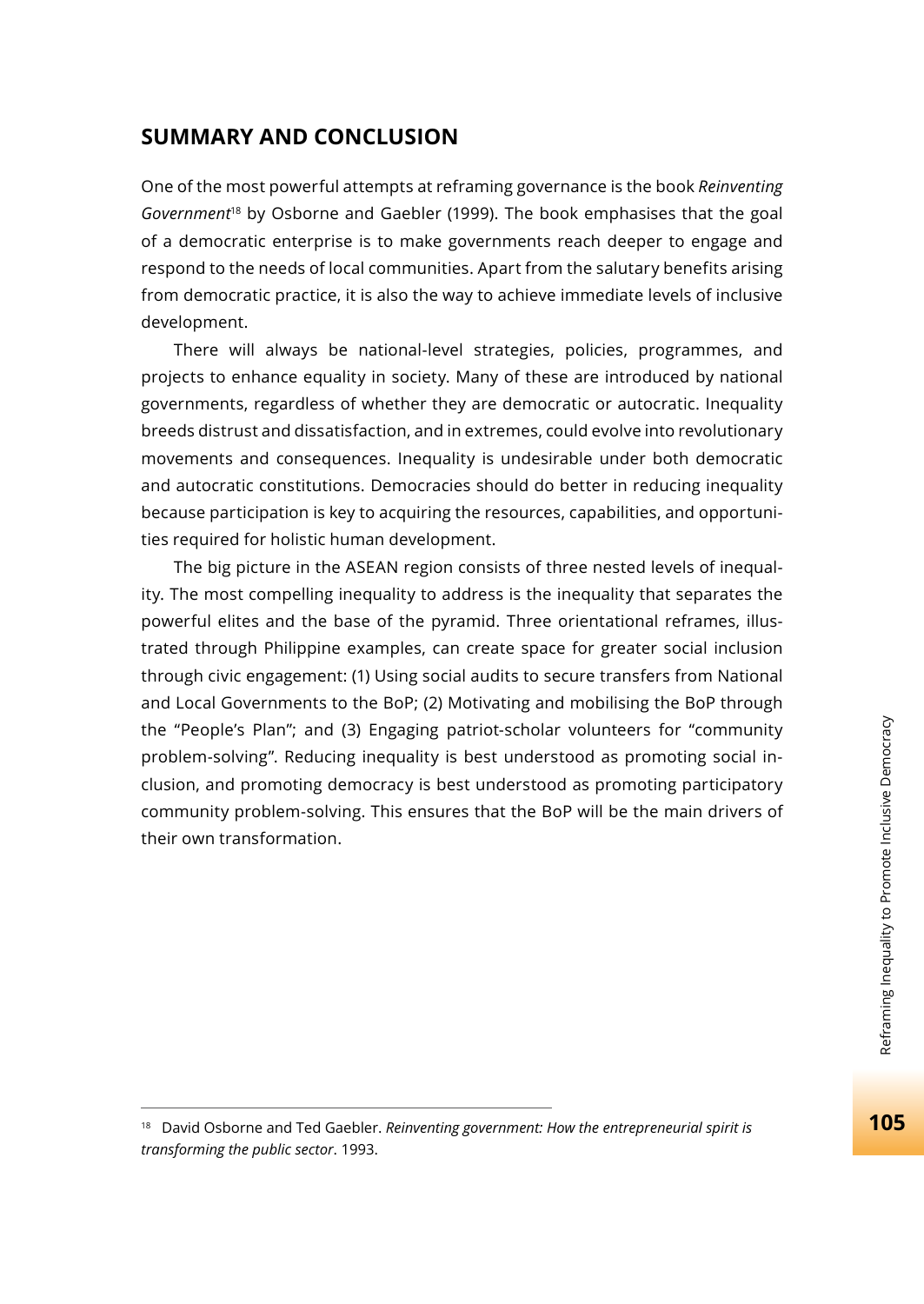## SUMMARY AND CONCLUSION

One of the most powerful attempts at reframing governance is the book *Reinventing Government*[18] by Osborne and Gaebler (1999). The book emphasises that the goal of a democratic enterprise is to make governments reach deeper to engage and respond to the needs of local communities. Apart from the salutary benefits arising from democratic practice, it is also the way to achieve immediate levels of inclusive development.

There will always be national-level strategies, policies, programmes, and projects to enhance equality in society. Many of these are introduced by national governments, regardless of whether they are democratic or autocratic. Inequality breeds distrust and dissatisfaction, and in extremes, could evolve into revolutionary movements and consequences. Inequality is undesirable under both democratic and autocratic constitutions. Democracies should do better in reducing inequality because participation is key to acquiring the resources, capabilities, and opportunities required for holistic human development.

The big picture in the ASEAN region consists of three nested levels of inequality. The most compelling inequality to address is the inequality that separates the powerful elites and the base of the pyramid. Three orientational reframes, illustrated through Philippine examples, can create space for greater social inclusion through civic engagement: (1) Using social audits to secure transfers from National and Local Governments to the BoP; (2) Motivating and mobilising the BoP through the "People's Plan"; and (3) Engaging patriot-scholar volunteers for "community problem-solving". Reducing inequality is best understood as promoting social inclusion, and promoting democracy is best understood as promoting participatory community problem-solving. This ensures that the BoP will be the main drivers of their own transformation.

[18] David Osborne and Ted Gaebler. *Reinventing government: How the entrepreneurial spirit is transforming the public sector*. 1993.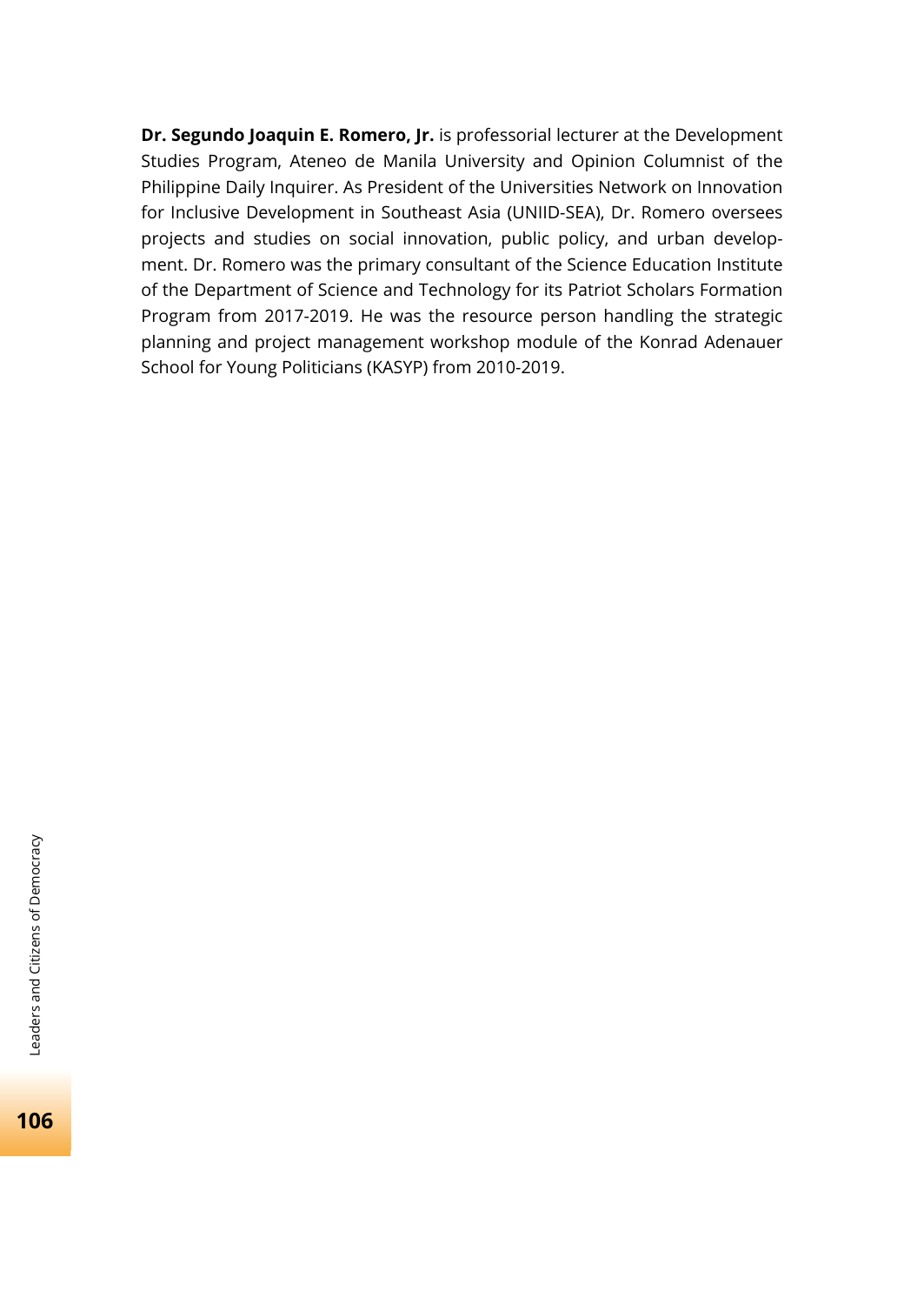**Dr. Segundo Joaquin E. Romero, Jr.** is professorial lecturer at the Development Studies Program, Ateneo de Manila University and Opinion Columnist of the Philippine Daily Inquirer. As President of the Universities Network on Innovation for Inclusive Development in Southeast Asia (UNIID-SEA), Dr. Romero oversees projects and studies on social innovation, public policy, and urban development. Dr. Romero was the primary consultant of the Science Education Institute of the Department of Science and Technology for its Patriot Scholars Formation Program from 2017-2019. He was the resource person handling the strategic planning and project management workshop module of the Konrad Adenauer School for Young Politicians (KASYP) from 2010-2019.